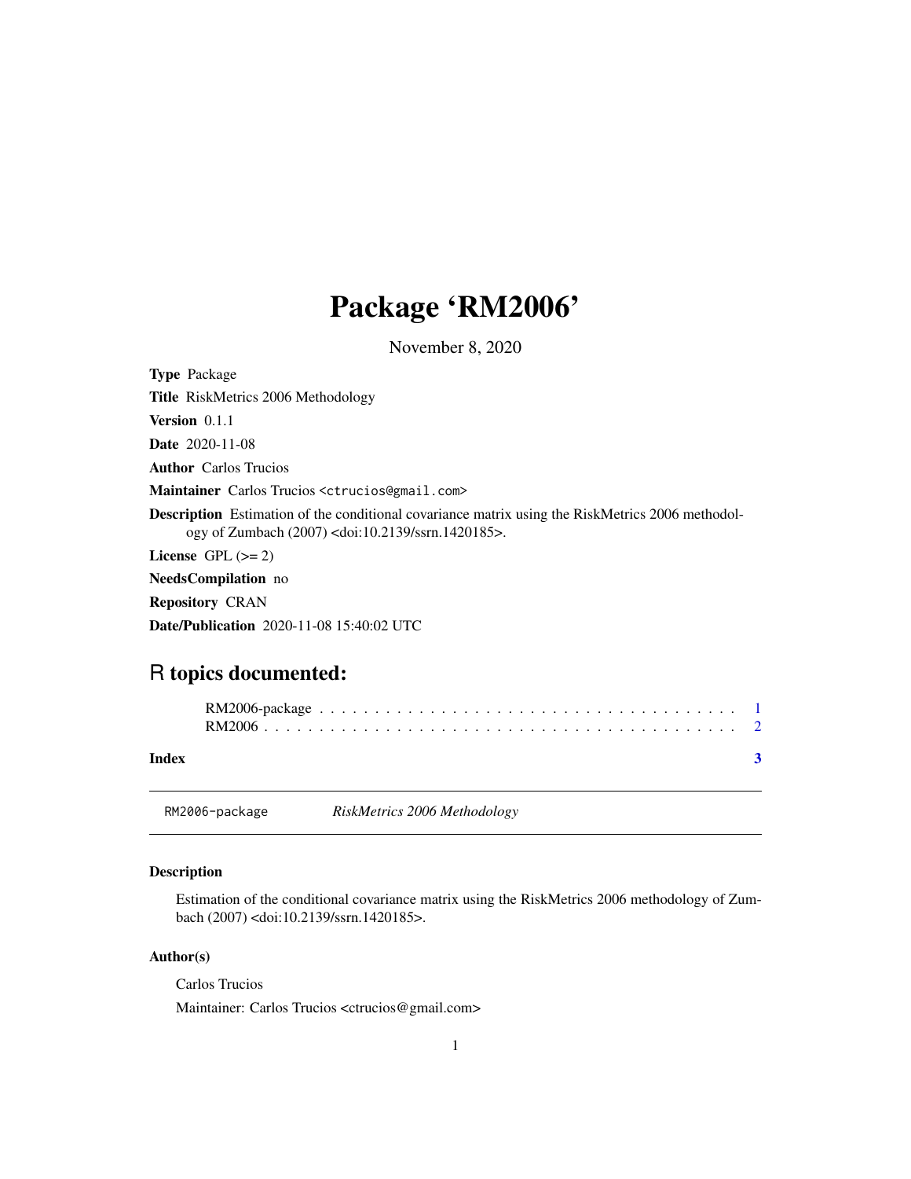# Package 'RM2006'

November 8, 2020

**Type** Package

**Title** RiskMetrics 2006 Methodology

**Version** 0.1.1

**Date** 2020-11-08

**Author** Carlos Trucios

**Maintainer** Carlos Trucios <ctrucios@gmail.com>

**Description** Estimation of the conditional covariance matrix using the RiskMetrics 2006 methodology of Zumbach (2007) <doi:10.2139/ssrn.1420185>.

**License** GPL (>= 2)

**NeedsCompilation** no

**Repository** CRAN

**Date/Publication** 2020-11-08 15:40:02 UTC

## R topics documented:

RM2006-package . . . . . . . . . . . . . . . . . . . . . . . . . . . . . . . . . . . . . . 1
RM2006 . . . . . . . . . . . . . . . . . . . . . . . . . . . . . . . . . . . . . . . . . . . 2

**Index** **3**

---

RM2006-package *RiskMetrics 2006 Methodology*

---

### Description

Estimation of the conditional covariance matrix using the RiskMetrics 2006 methodology of Zumbach (2007) <doi:10.2139/ssrn.1420185>.

### Author(s)

Carlos Trucios

Maintainer: Carlos Trucios <ctrucios@gmail.com>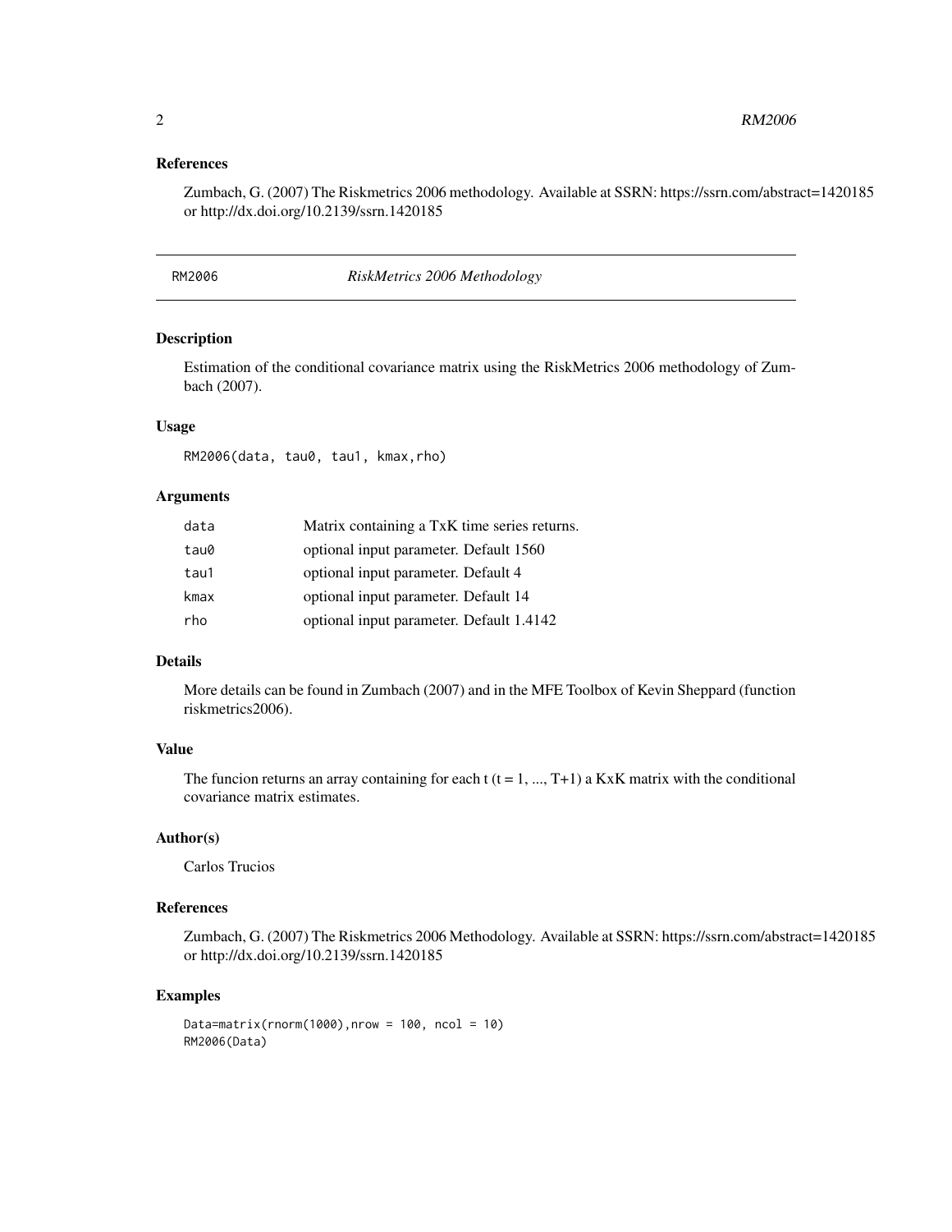## References

Zumbach, G. (2007) The Riskmetrics 2006 methodology. Available at SSRN: https://ssrn.com/abstract=1420185 or http://dx.doi.org/10.2139/ssrn.1420185

---

# RM2006 *RiskMetrics 2006 Methodology*

---

## Description

Estimation of the conditional covariance matrix using the RiskMetrics 2006 methodology of Zumbach (2007).

## Usage

```
RM2006(data, tau0, tau1, kmax,rho)
```

## Arguments

| | |
|---|---|
| `data` | Matrix containing a TxK time series returns. |
| `tau0` | optional input parameter. Default 1560 |
| `tau1` | optional input parameter. Default 4 |
| `kmax` | optional input parameter. Default 14 |
| `rho` | optional input parameter. Default 1.4142 |

## Details

More details can be found in Zumbach (2007) and in the MFE Toolbox of Kevin Sheppard (function riskmetrics2006).

## Value

The funcion returns an array containing for each t (t = 1, ..., T+1) a KxK matrix with the conditional covariance matrix estimates.

## Author(s)

Carlos Trucios

## References

Zumbach, G. (2007) The Riskmetrics 2006 Methodology. Available at SSRN: https://ssrn.com/abstract=1420185 or http://dx.doi.org/10.2139/ssrn.1420185

## Examples

```
Data=matrix(rnorm(1000),nrow = 100, ncol = 10)
RM2006(Data)
```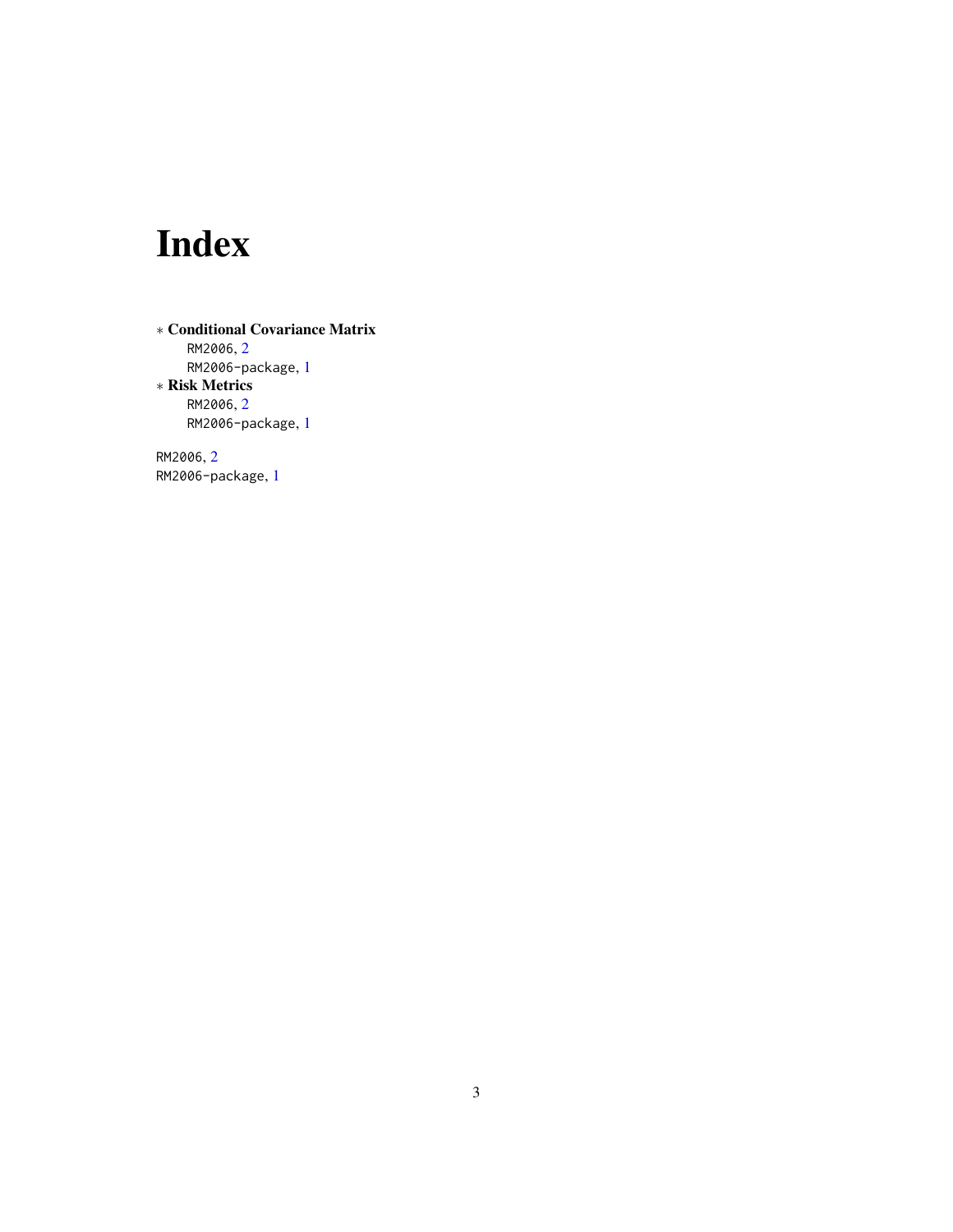# Index

∗ **Conditional Covariance Matrix**
  RM2006, 2
  RM2006-package, 1

∗ **Risk Metrics**
  RM2006, 2
  RM2006-package, 1

RM2006, 2
RM2006-package, 1